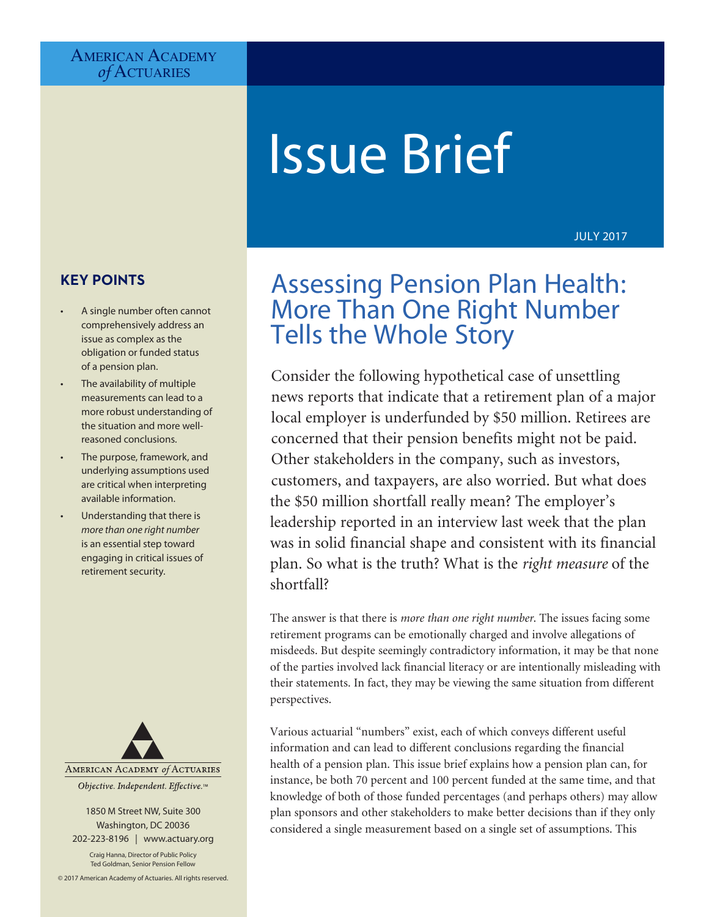American Academy *of* Actuaries

# Issue Brief

JULY 2017

## Assessing Pension Plan Health: More Than One Right Number Tells the Whole Story

Consider the following hypothetical case of unsettling news reports that indicate that a retirement plan of a major local employer is underfunded by $50 million. Retirees are concerned that their pension benefits might not be paid. Other stakeholders in the company, such as investors, customers, and taxpayers, are also worried. But what does the $50 million shortfall really mean? The employer's leadership reported in an interview last week that the plan was in solid financial shape and consistent with its financial plan. So what is the truth? What is the *right measure* of the shortfall?

The answer is that there is *more than one right number*. The issues facing some retirement programs can be emotionally charged and involve allegations of misdeeds. But despite seemingly contradictory information, it may be that none of the parties involved lack financial literacy or are intentionally misleading with their statements. In fact, they may be viewing the same situation from different perspectives.

Various actuarial "numbers" exist, each of which conveys different useful information and can lead to different conclusions regarding the financial health of a pension plan. This issue brief explains how a pension plan can, for instance, be both 70 percent and 100 percent funded at the same time, and that knowledge of both of those funded percentages (and perhaps others) may allow plan sponsors and other stakeholders to make better decisions than if they only considered a single measurement based on a single set of assumptions. This

### KEY POINTS

- A single number often cannot comprehensively address an issue as complex as the obligation or funded status of a pension plan.
- The availability of multiple measurements can lead to a more robust understanding of the situation and more well-reasoned conclusions.
- The purpose, framework, and underlying assumptions used are critical when interpreting available information.
- Understanding that there is *more than one right number* is an essential step toward engaging in critical issues of retirement security.

American Academy *of* Actuaries

*Objective. Independent. Effective.*™

1850 M Street NW, Suite 300
Washington, DC 20036
202-223-8196 | www.actuary.org

Craig Hanna, Director of Public Policy
Ted Goldman, Senior Pension Fellow

© 2017 American Academy of Actuaries. All rights reserved.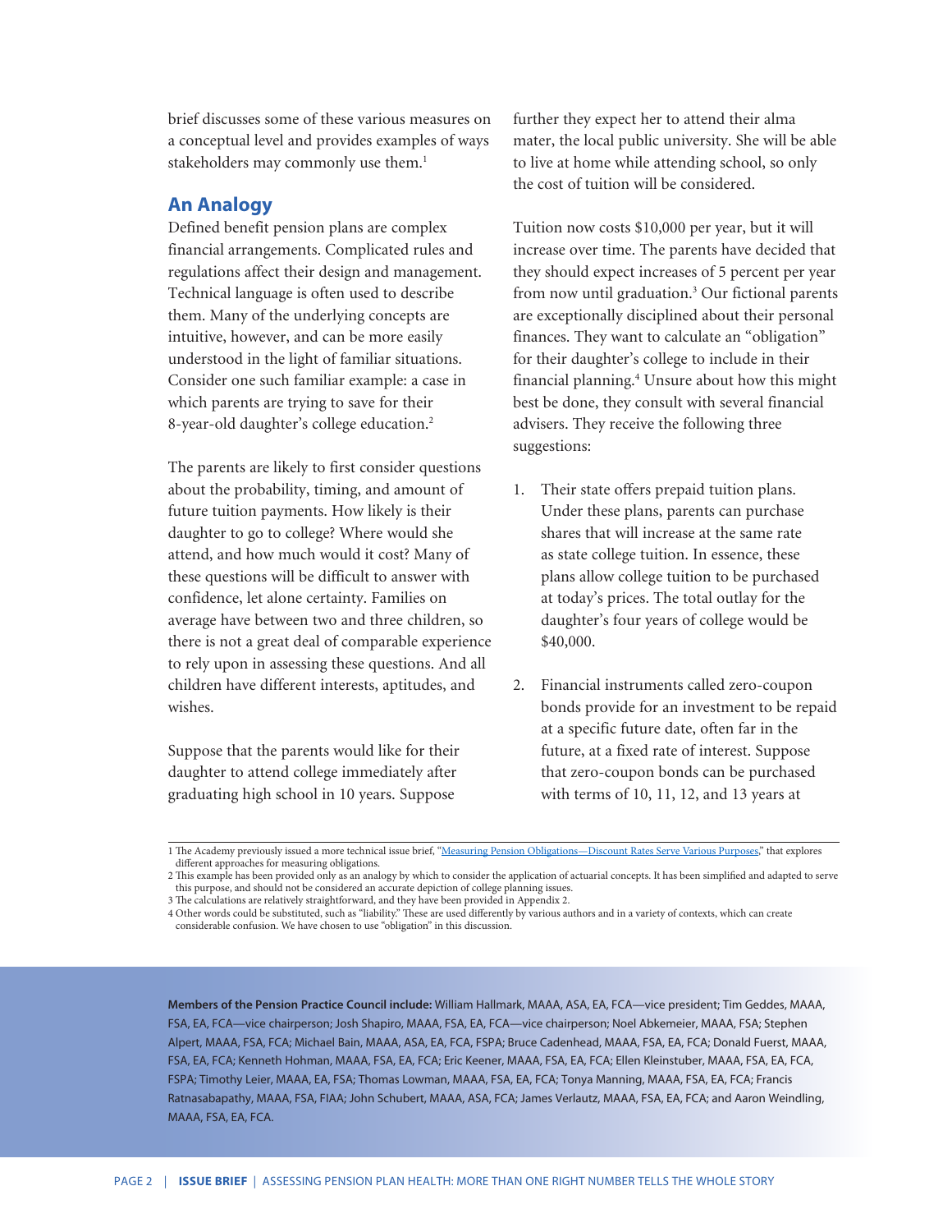brief discusses some of these various measures on a conceptual level and provides examples of ways stakeholders may commonly use them.[1]

## An Analogy

Defined benefit pension plans are complex financial arrangements. Complicated rules and regulations affect their design and management. Technical language is often used to describe them. Many of the underlying concepts are intuitive, however, and can be more easily understood in the light of familiar situations. Consider one such familiar example: a case in which parents are trying to save for their 8-year-old daughter's college education.[2]

The parents are likely to first consider questions about the probability, timing, and amount of future tuition payments. How likely is their daughter to go to college? Where would she attend, and how much would it cost? Many of these questions will be difficult to answer with confidence, let alone certainty. Families on average have between two and three children, so there is not a great deal of comparable experience to rely upon in assessing these questions. And all children have different interests, aptitudes, and wishes.

Suppose that the parents would like for their daughter to attend college immediately after graduating high school in 10 years. Suppose further they expect her to attend their alma mater, the local public university. She will be able to live at home while attending school, so only the cost of tuition will be considered.

Tuition now costs $10,000 per year, but it will increase over time. The parents have decided that they should expect increases of 5 percent per year from now until graduation.[3] Our fictional parents are exceptionally disciplined about their personal finances. They want to calculate an "obligation" for their daughter's college to include in their financial planning.[4] Unsure about how this might best be done, they consult with several financial advisers. They receive the following three suggestions:

1. Their state offers prepaid tuition plans. Under these plans, parents can purchase shares that will increase at the same rate as state college tuition. In essence, these plans allow college tuition to be purchased at today's prices. The total outlay for the daughter's four years of college would be $40,000.

2. Financial instruments called zero-coupon bonds provide for an investment to be repaid at a specific future date, often far in the future, at a fixed rate of interest. Suppose that zero-coupon bonds can be purchased with terms of 10, 11, 12, and 13 years at

---

1 The Academy previously issued a more technical issue brief, "Measuring Pension Obligations—Discount Rates Serve Various Purposes," that explores different approaches for measuring obligations.

2 This example has been provided only as an analogy by which to consider the application of actuarial concepts. It has been simplified and adapted to serve this purpose, and should not be considered an accurate depiction of college planning issues.

3 The calculations are relatively straightforward, and they have been provided in Appendix 2.

4 Other words could be substituted, such as "liability." These are used differently by various authors and in a variety of contexts, which can create considerable confusion. We have chosen to use "obligation" in this discussion.

**Members of the Pension Practice Council include:** William Hallmark, MAAA, ASA, EA, FCA—vice president; Tim Geddes, MAAA, FSA, EA, FCA—vice chairperson; Josh Shapiro, MAAA, FSA, EA, FCA—vice chairperson; Noel Abkemeier, MAAA, FSA; Stephen Alpert, MAAA, FSA, FCA; Michael Bain, MAAA, ASA, EA, FCA, FSPA; Bruce Cadenhead, MAAA, FSA, EA, FCA; Donald Fuerst, MAAA, FSA, EA, FCA; Kenneth Hohman, MAAA, FSA, EA, FCA; Eric Keener, MAAA, FSA, EA, FCA; Ellen Kleinstuber, MAAA, FSA, EA, FCA, FSPA; Timothy Leier, MAAA, EA, FSA; Thomas Lowman, MAAA, FSA, EA, FCA; Tonya Manning, MAAA, FSA, EA, FCA; Francis Ratnasabapathy, MAAA, FSA, FIAA; John Schubert, MAAA, ASA, FCA; James Verlautz, MAAA, FSA, EA, FCA; and Aaron Weindling, MAAA, FSA, EA, FCA.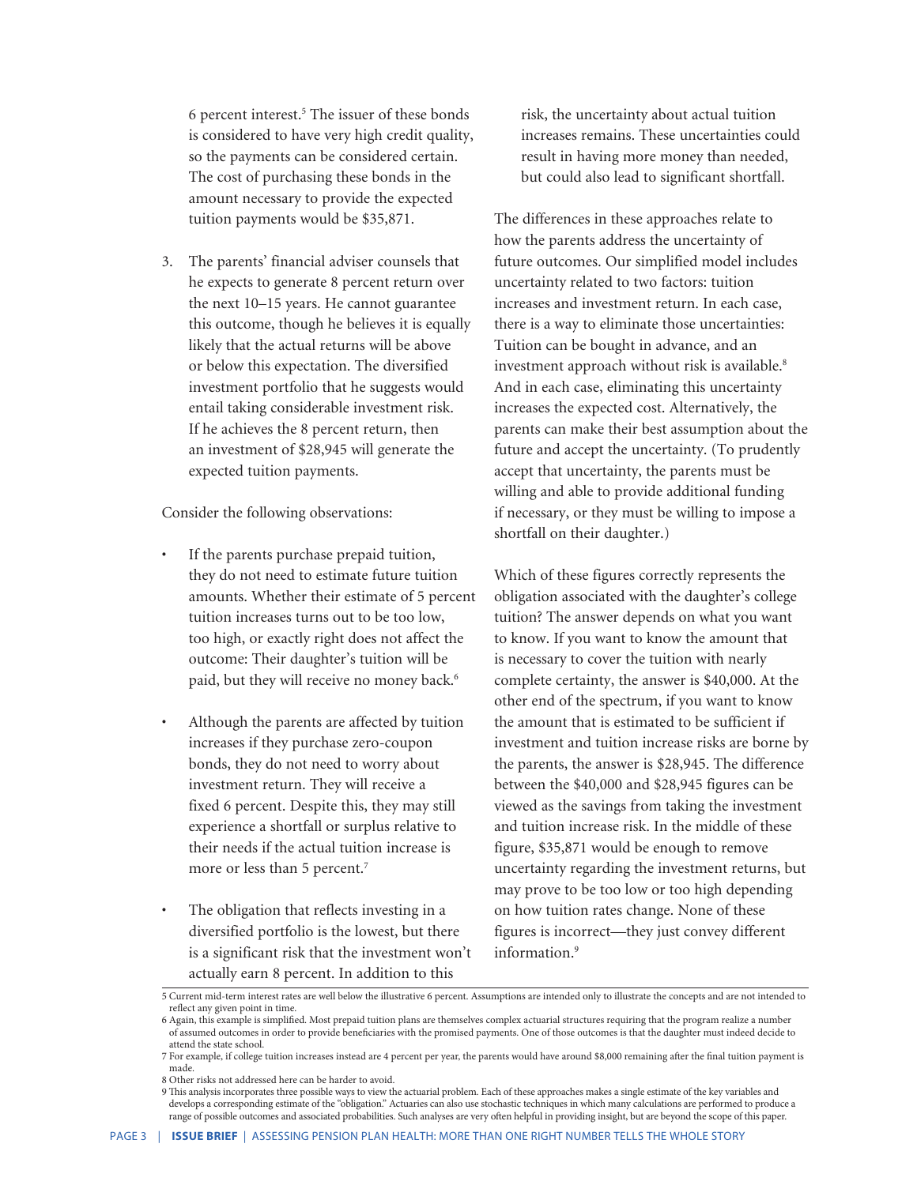6 percent interest.[5] The issuer of these bonds is considered to have very high credit quality, so the payments can be considered certain. The cost of purchasing these bonds in the amount necessary to provide the expected tuition payments would be $35,871.

3. The parents' financial adviser counsels that he expects to generate 8 percent return over the next 10–15 years. He cannot guarantee this outcome, though he believes it is equally likely that the actual returns will be above or below this expectation. The diversified investment portfolio that he suggests would entail taking considerable investment risk. If he achieves the 8 percent return, then an investment of $28,945 will generate the expected tuition payments.

Consider the following observations:

- If the parents purchase prepaid tuition, they do not need to estimate future tuition amounts. Whether their estimate of 5 percent tuition increases turns out to be too low, too high, or exactly right does not affect the outcome: Their daughter's tuition will be paid, but they will receive no money back.[6]
- Although the parents are affected by tuition increases if they purchase zero-coupon bonds, they do not need to worry about investment return. They will receive a fixed 6 percent. Despite this, they may still experience a shortfall or surplus relative to their needs if the actual tuition increase is more or less than 5 percent.[7]
- The obligation that reflects investing in a diversified portfolio is the lowest, but there is a significant risk that the investment won't actually earn 8 percent. In addition to this risk, the uncertainty about actual tuition increases remains. These uncertainties could result in having more money than needed, but could also lead to significant shortfall.

The differences in these approaches relate to how the parents address the uncertainty of future outcomes. Our simplified model includes uncertainty related to two factors: tuition increases and investment return. In each case, there is a way to eliminate those uncertainties: Tuition can be bought in advance, and an investment approach without risk is available.[8] And in each case, eliminating this uncertainty increases the expected cost. Alternatively, the parents can make their best assumption about the future and accept the uncertainty. (To prudently accept that uncertainty, the parents must be willing and able to provide additional funding if necessary, or they must be willing to impose a shortfall on their daughter.)

Which of these figures correctly represents the obligation associated with the daughter's college tuition? The answer depends on what you want to know. If you want to know the amount that is necessary to cover the tuition with nearly complete certainty, the answer is $40,000. At the other end of the spectrum, if you want to know the amount that is estimated to be sufficient if investment and tuition increase risks are borne by the parents, the answer is $28,945. The difference between the $40,000 and $28,945 figures can be viewed as the savings from taking the investment and tuition increase risk. In the middle of these figure, $35,871 would be enough to remove uncertainty regarding the investment returns, but may prove to be too low or too high depending on how tuition rates change. None of these figures is incorrect—they just convey different information.[9]

---

5 Current mid-term interest rates are well below the illustrative 6 percent. Assumptions are intended only to illustrate the concepts and are not intended to reflect any given point in time.

6 Again, this example is simplified. Most prepaid tuition plans are themselves complex actuarial structures requiring that the program realize a number of assumed outcomes in order to provide beneficiaries with the promised payments. One of those outcomes is that the daughter must indeed decide to attend the state school.

7 For example, if college tuition increases instead are 4 percent per year, the parents would have around $8,000 remaining after the final tuition payment is made.

8 Other risks not addressed here can be harder to avoid.

9 This analysis incorporates three possible ways to view the actuarial problem. Each of these approaches makes a single estimate of the key variables and develops a corresponding estimate of the "obligation." Actuaries can also use stochastic techniques in which many calculations are performed to produce a range of possible outcomes and associated probabilities. Such analyses are very often helpful in providing insight, but are beyond the scope of this paper.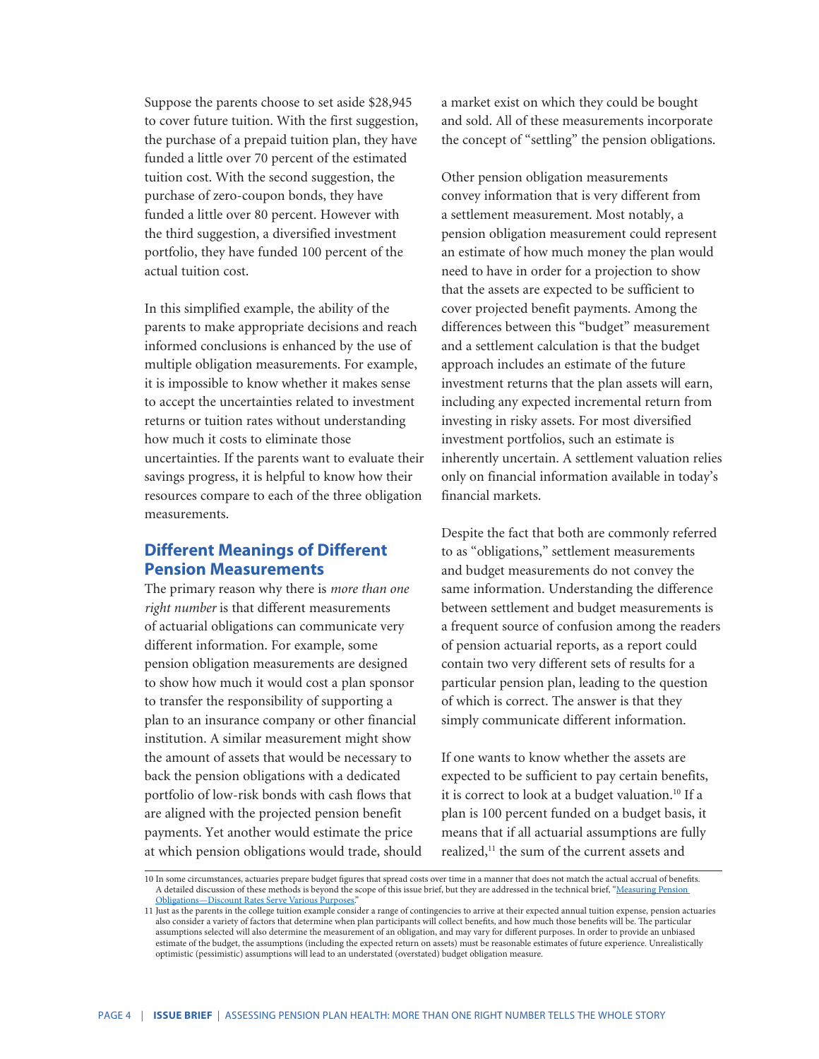Suppose the parents choose to set aside $28,945 to cover future tuition. With the first suggestion, the purchase of a prepaid tuition plan, they have funded a little over 70 percent of the estimated tuition cost. With the second suggestion, the purchase of zero-coupon bonds, they have funded a little over 80 percent. However with the third suggestion, a diversified investment portfolio, they have funded 100 percent of the actual tuition cost.

In this simplified example, the ability of the parents to make appropriate decisions and reach informed conclusions is enhanced by the use of multiple obligation measurements. For example, it is impossible to know whether it makes sense to accept the uncertainties related to investment returns or tuition rates without understanding how much it costs to eliminate those uncertainties. If the parents want to evaluate their savings progress, it is helpful to know how their resources compare to each of the three obligation measurements.

## Different Meanings of Different Pension Measurements

The primary reason why there is *more than one right number* is that different measurements of actuarial obligations can communicate very different information. For example, some pension obligation measurements are designed to show how much it would cost a plan sponsor to transfer the responsibility of supporting a plan to an insurance company or other financial institution. A similar measurement might show the amount of assets that would be necessary to back the pension obligations with a dedicated portfolio of low-risk bonds with cash flows that are aligned with the projected pension benefit payments. Yet another would estimate the price at which pension obligations would trade, should a market exist on which they could be bought and sold. All of these measurements incorporate the concept of "settling" the pension obligations.

Other pension obligation measurements convey information that is very different from a settlement measurement. Most notably, a pension obligation measurement could represent an estimate of how much money the plan would need to have in order for a projection to show that the assets are expected to be sufficient to cover projected benefit payments. Among the differences between this "budget" measurement and a settlement calculation is that the budget approach includes an estimate of the future investment returns that the plan assets will earn, including any expected incremental return from investing in risky assets. For most diversified investment portfolios, such an estimate is inherently uncertain. A settlement valuation relies only on financial information available in today's financial markets.

Despite the fact that both are commonly referred to as "obligations," settlement measurements and budget measurements do not convey the same information. Understanding the difference between settlement and budget measurements is a frequent source of confusion among the readers of pension actuarial reports, as a report could contain two very different sets of results for a particular pension plan, leading to the question of which is correct. The answer is that they simply communicate different information.

If one wants to know whether the assets are expected to be sufficient to pay certain benefits, it is correct to look at a budget valuation.[10] If a plan is 100 percent funded on a budget basis, it means that if all actuarial assumptions are fully realized,[11] the sum of the current assets and

---

10 In some circumstances, actuaries prepare budget figures that spread costs over time in a manner that does not match the actual accrual of benefits. A detailed discussion of these methods is beyond the scope of this issue brief, but they are addressed in the technical brief, "Measuring Pension Obligations—Discount Rates Serve Various Purposes."

11 Just as the parents in the college tuition example consider a range of contingencies to arrive at their expected annual tuition expense, pension actuaries also consider a variety of factors that determine when plan participants will collect benefits, and how much those benefits will be. The particular assumptions selected will also determine the measurement of an obligation, and may vary for different purposes. In order to provide an unbiased estimate of the budget, the assumptions (including the expected return on assets) must be reasonable estimates of future experience. Unrealistically optimistic (pessimistic) assumptions will lead to an understated (overstated) budget obligation measure.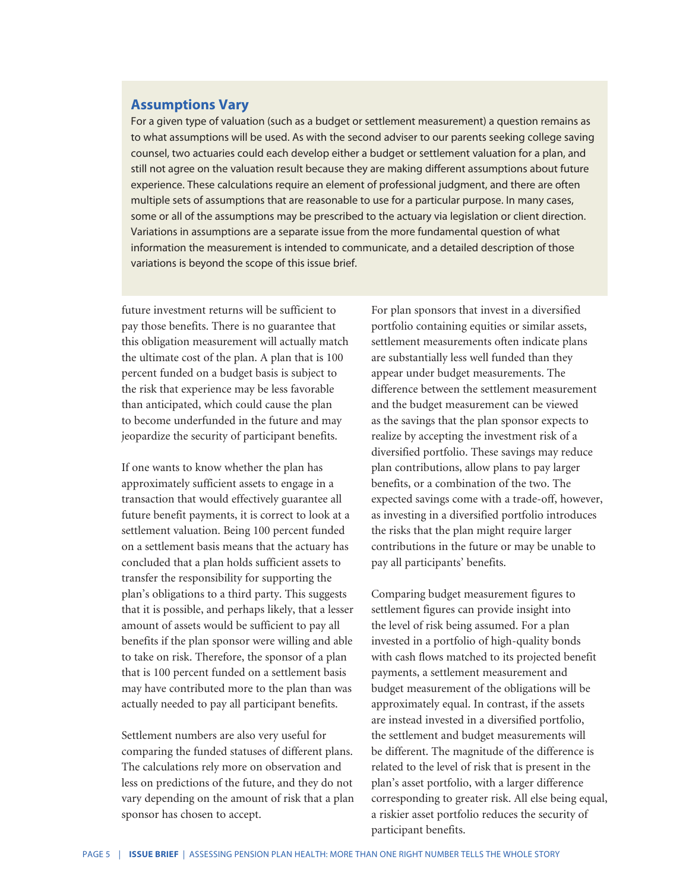## Assumptions Vary

For a given type of valuation (such as a budget or settlement measurement) a question remains as to what assumptions will be used. As with the second adviser to our parents seeking college saving counsel, two actuaries could each develop either a budget or settlement valuation for a plan, and still not agree on the valuation result because they are making different assumptions about future experience. These calculations require an element of professional judgment, and there are often multiple sets of assumptions that are reasonable to use for a particular purpose. In many cases, some or all of the assumptions may be prescribed to the actuary via legislation or client direction. Variations in assumptions are a separate issue from the more fundamental question of what information the measurement is intended to communicate, and a detailed description of those variations is beyond the scope of this issue brief.

future investment returns will be sufficient to pay those benefits. There is no guarantee that this obligation measurement will actually match the ultimate cost of the plan. A plan that is 100 percent funded on a budget basis is subject to the risk that experience may be less favorable than anticipated, which could cause the plan to become underfunded in the future and may jeopardize the security of participant benefits.

If one wants to know whether the plan has approximately sufficient assets to engage in a transaction that would effectively guarantee all future benefit payments, it is correct to look at a settlement valuation. Being 100 percent funded on a settlement basis means that the actuary has concluded that a plan holds sufficient assets to transfer the responsibility for supporting the plan's obligations to a third party. This suggests that it is possible, and perhaps likely, that a lesser amount of assets would be sufficient to pay all benefits if the plan sponsor were willing and able to take on risk. Therefore, the sponsor of a plan that is 100 percent funded on a settlement basis may have contributed more to the plan than was actually needed to pay all participant benefits.

Settlement numbers are also very useful for comparing the funded statuses of different plans. The calculations rely more on observation and less on predictions of the future, and they do not vary depending on the amount of risk that a plan sponsor has chosen to accept.

For plan sponsors that invest in a diversified portfolio containing equities or similar assets, settlement measurements often indicate plans are substantially less well funded than they appear under budget measurements. The difference between the settlement measurement and the budget measurement can be viewed as the savings that the plan sponsor expects to realize by accepting the investment risk of a diversified portfolio. These savings may reduce plan contributions, allow plans to pay larger benefits, or a combination of the two. The expected savings come with a trade-off, however, as investing in a diversified portfolio introduces the risks that the plan might require larger contributions in the future or may be unable to pay all participants' benefits.

Comparing budget measurement figures to settlement figures can provide insight into the level of risk being assumed. For a plan invested in a portfolio of high-quality bonds with cash flows matched to its projected benefit payments, a settlement measurement and budget measurement of the obligations will be approximately equal. In contrast, if the assets are instead invested in a diversified portfolio, the settlement and budget measurements will be different. The magnitude of the difference is related to the level of risk that is present in the plan's asset portfolio, with a larger difference corresponding to greater risk. All else being equal, a riskier asset portfolio reduces the security of participant benefits.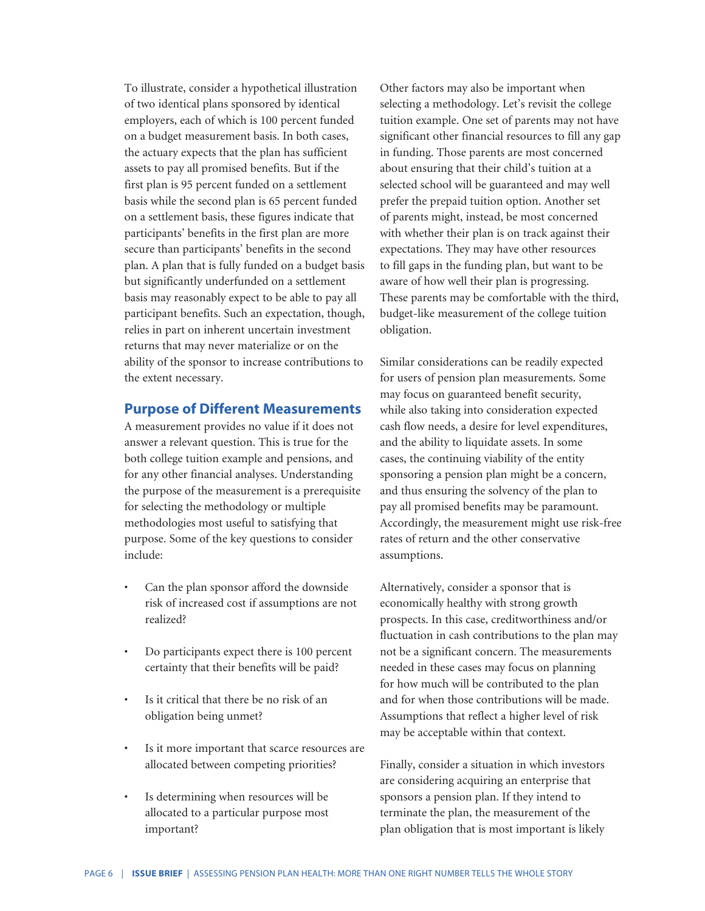To illustrate, consider a hypothetical illustration of two identical plans sponsored by identical employers, each of which is 100 percent funded on a budget measurement basis. In both cases, the actuary expects that the plan has sufficient assets to pay all promised benefits. But if the first plan is 95 percent funded on a settlement basis while the second plan is 65 percent funded on a settlement basis, these figures indicate that participants' benefits in the first plan are more secure than participants' benefits in the second plan. A plan that is fully funded on a budget basis but significantly underfunded on a settlement basis may reasonably expect to be able to pay all participant benefits. Such an expectation, though, relies in part on inherent uncertain investment returns that may never materialize or on the ability of the sponsor to increase contributions to the extent necessary.

## Purpose of Different Measurements

A measurement provides no value if it does not answer a relevant question. This is true for the both college tuition example and pensions, and for any other financial analyses. Understanding the purpose of the measurement is a prerequisite for selecting the methodology or multiple methodologies most useful to satisfying that purpose. Some of the key questions to consider include:

- Can the plan sponsor afford the downside risk of increased cost if assumptions are not realized?
- Do participants expect there is 100 percent certainty that their benefits will be paid?
- Is it critical that there be no risk of an obligation being unmet?
- Is it more important that scarce resources are allocated between competing priorities?
- Is determining when resources will be allocated to a particular purpose most important?

Other factors may also be important when selecting a methodology. Let's revisit the college tuition example. One set of parents may not have significant other financial resources to fill any gap in funding. Those parents are most concerned about ensuring that their child's tuition at a selected school will be guaranteed and may well prefer the prepaid tuition option. Another set of parents might, instead, be most concerned with whether their plan is on track against their expectations. They may have other resources to fill gaps in the funding plan, but want to be aware of how well their plan is progressing. These parents may be comfortable with the third, budget-like measurement of the college tuition obligation.

Similar considerations can be readily expected for users of pension plan measurements. Some may focus on guaranteed benefit security, while also taking into consideration expected cash flow needs, a desire for level expenditures, and the ability to liquidate assets. In some cases, the continuing viability of the entity sponsoring a pension plan might be a concern, and thus ensuring the solvency of the plan to pay all promised benefits may be paramount. Accordingly, the measurement might use risk-free rates of return and the other conservative assumptions.

Alternatively, consider a sponsor that is economically healthy with strong growth prospects. In this case, creditworthiness and/or fluctuation in cash contributions to the plan may not be a significant concern. The measurements needed in these cases may focus on planning for how much will be contributed to the plan and for when those contributions will be made. Assumptions that reflect a higher level of risk may be acceptable within that context.

Finally, consider a situation in which investors are considering acquiring an enterprise that sponsors a pension plan. If they intend to terminate the plan, the measurement of the plan obligation that is most important is likely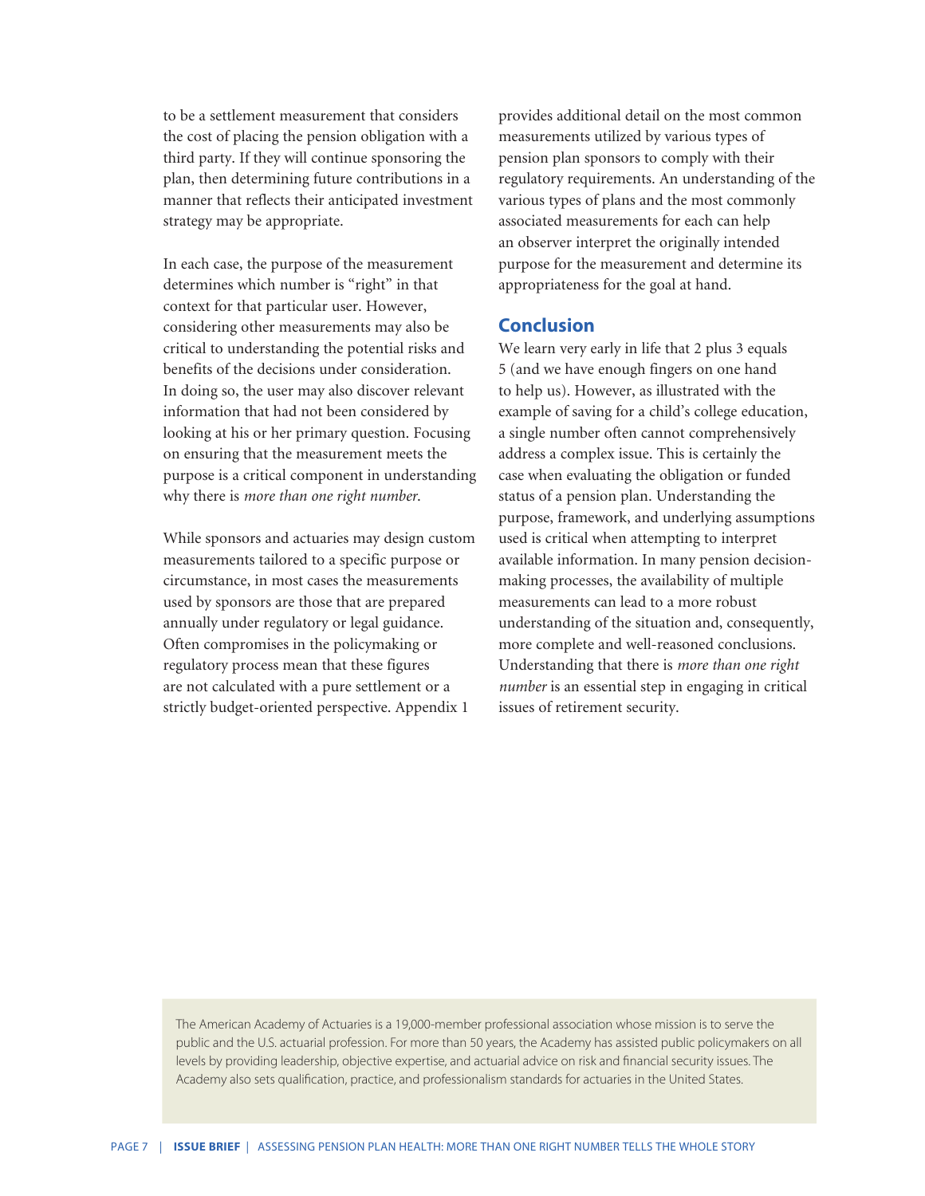to be a settlement measurement that considers the cost of placing the pension obligation with a third party. If they will continue sponsoring the plan, then determining future contributions in a manner that reflects their anticipated investment strategy may be appropriate.

In each case, the purpose of the measurement determines which number is "right" in that context for that particular user. However, considering other measurements may also be critical to understanding the potential risks and benefits of the decisions under consideration. In doing so, the user may also discover relevant information that had not been considered by looking at his or her primary question. Focusing on ensuring that the measurement meets the purpose is a critical component in understanding why there is *more than one right number*.

While sponsors and actuaries may design custom measurements tailored to a specific purpose or circumstance, in most cases the measurements used by sponsors are those that are prepared annually under regulatory or legal guidance. Often compromises in the policymaking or regulatory process mean that these figures are not calculated with a pure settlement or a strictly budget-oriented perspective. Appendix 1 provides additional detail on the most common measurements utilized by various types of pension plan sponsors to comply with their regulatory requirements. An understanding of the various types of plans and the most commonly associated measurements for each can help an observer interpret the originally intended purpose for the measurement and determine its appropriateness for the goal at hand.

## Conclusion

We learn very early in life that 2 plus 3 equals 5 (and we have enough fingers on one hand to help us). However, as illustrated with the example of saving for a child's college education, a single number often cannot comprehensively address a complex issue. This is certainly the case when evaluating the obligation or funded status of a pension plan. Understanding the purpose, framework, and underlying assumptions used is critical when attempting to interpret available information. In many pension decision-making processes, the availability of multiple measurements can lead to a more robust understanding of the situation and, consequently, more complete and well-reasoned conclusions. Understanding that there is *more than one right number* is an essential step in engaging in critical issues of retirement security.

The American Academy of Actuaries is a 19,000-member professional association whose mission is to serve the public and the U.S. actuarial profession. For more than 50 years, the Academy has assisted public policymakers on all levels by providing leadership, objective expertise, and actuarial advice on risk and financial security issues. The Academy also sets qualification, practice, and professionalism standards for actuaries in the United States.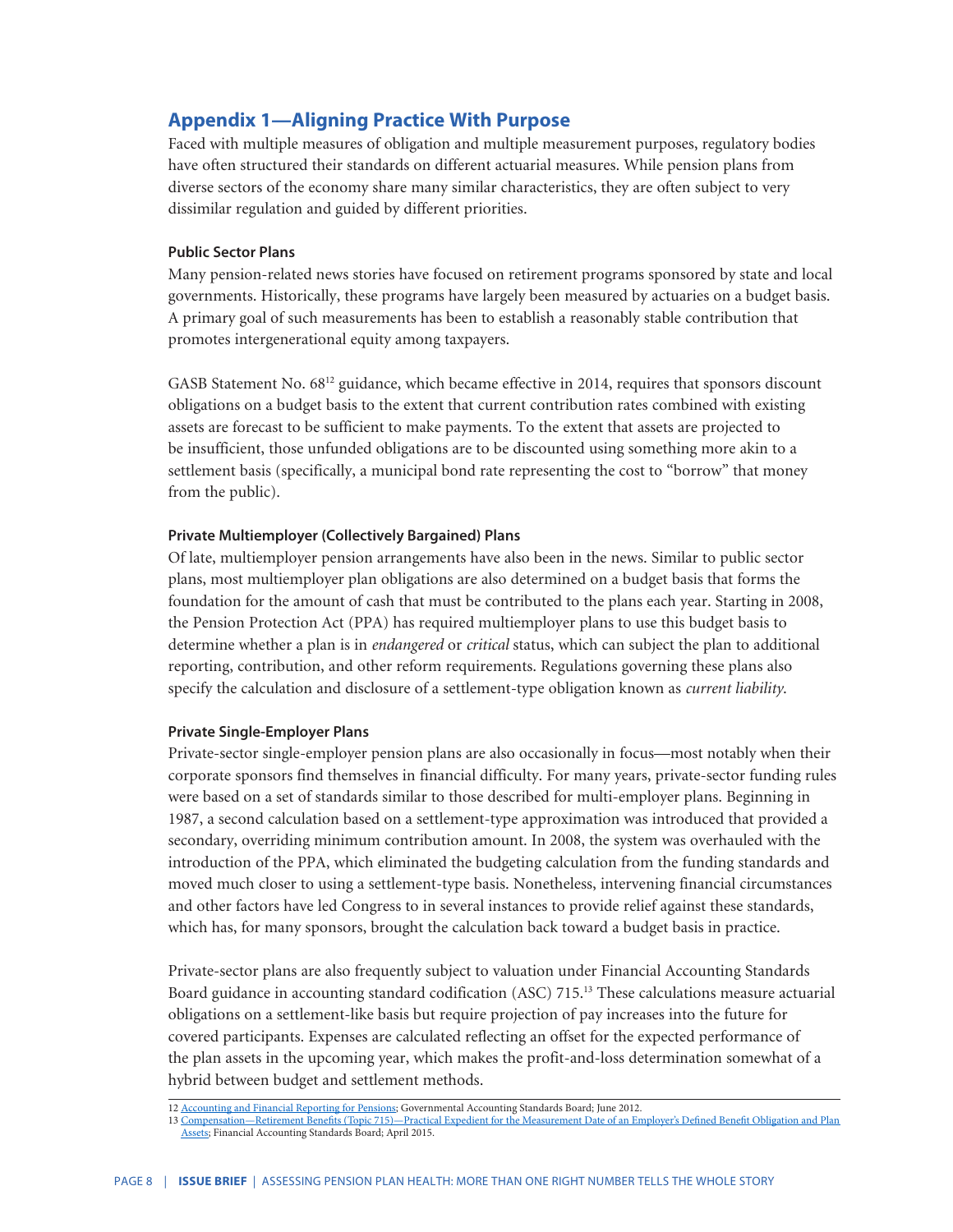## Appendix 1—Aligning Practice With Purpose

Faced with multiple measures of obligation and multiple measurement purposes, regulatory bodies have often structured their standards on different actuarial measures. While pension plans from diverse sectors of the economy share many similar characteristics, they are often subject to very dissimilar regulation and guided by different priorities.

#### Public Sector Plans

Many pension-related news stories have focused on retirement programs sponsored by state and local governments. Historically, these programs have largely been measured by actuaries on a budget basis. A primary goal of such measurements has been to establish a reasonably stable contribution that promotes intergenerational equity among taxpayers.

GASB Statement No. 68[12] guidance, which became effective in 2014, requires that sponsors discount obligations on a budget basis to the extent that current contribution rates combined with existing assets are forecast to be sufficient to make payments. To the extent that assets are projected to be insufficient, those unfunded obligations are to be discounted using something more akin to a settlement basis (specifically, a municipal bond rate representing the cost to "borrow" that money from the public).

#### Private Multiemployer (Collectively Bargained) Plans

Of late, multiemployer pension arrangements have also been in the news. Similar to public sector plans, most multiemployer plan obligations are also determined on a budget basis that forms the foundation for the amount of cash that must be contributed to the plans each year. Starting in 2008, the Pension Protection Act (PPA) has required multiemployer plans to use this budget basis to determine whether a plan is in *endangered* or *critical* status, which can subject the plan to additional reporting, contribution, and other reform requirements. Regulations governing these plans also specify the calculation and disclosure of a settlement-type obligation known as *current liability*.

#### Private Single-Employer Plans

Private-sector single-employer pension plans are also occasionally in focus—most notably when their corporate sponsors find themselves in financial difficulty. For many years, private-sector funding rules were based on a set of standards similar to those described for multi-employer plans. Beginning in 1987, a second calculation based on a settlement-type approximation was introduced that provided a secondary, overriding minimum contribution amount. In 2008, the system was overhauled with the introduction of the PPA, which eliminated the budgeting calculation from the funding standards and moved much closer to using a settlement-type basis. Nonetheless, intervening financial circumstances and other factors have led Congress to in several instances to provide relief against these standards, which has, for many sponsors, brought the calculation back toward a budget basis in practice.

Private-sector plans are also frequently subject to valuation under Financial Accounting Standards Board guidance in accounting standard codification (ASC) 715.[13] These calculations measure actuarial obligations on a settlement-like basis but require projection of pay increases into the future for covered participants. Expenses are calculated reflecting an offset for the expected performance of the plan assets in the upcoming year, which makes the profit-and-loss determination somewhat of a hybrid between budget and settlement methods.

---

12 Accounting and Financial Reporting for Pensions; Governmental Accounting Standards Board; June 2012.

13 Compensation—Retirement Benefits (Topic 715)—Practical Expedient for the Measurement Date of an Employer's Defined Benefit Obligation and Plan Assets; Financial Accounting Standards Board; April 2015.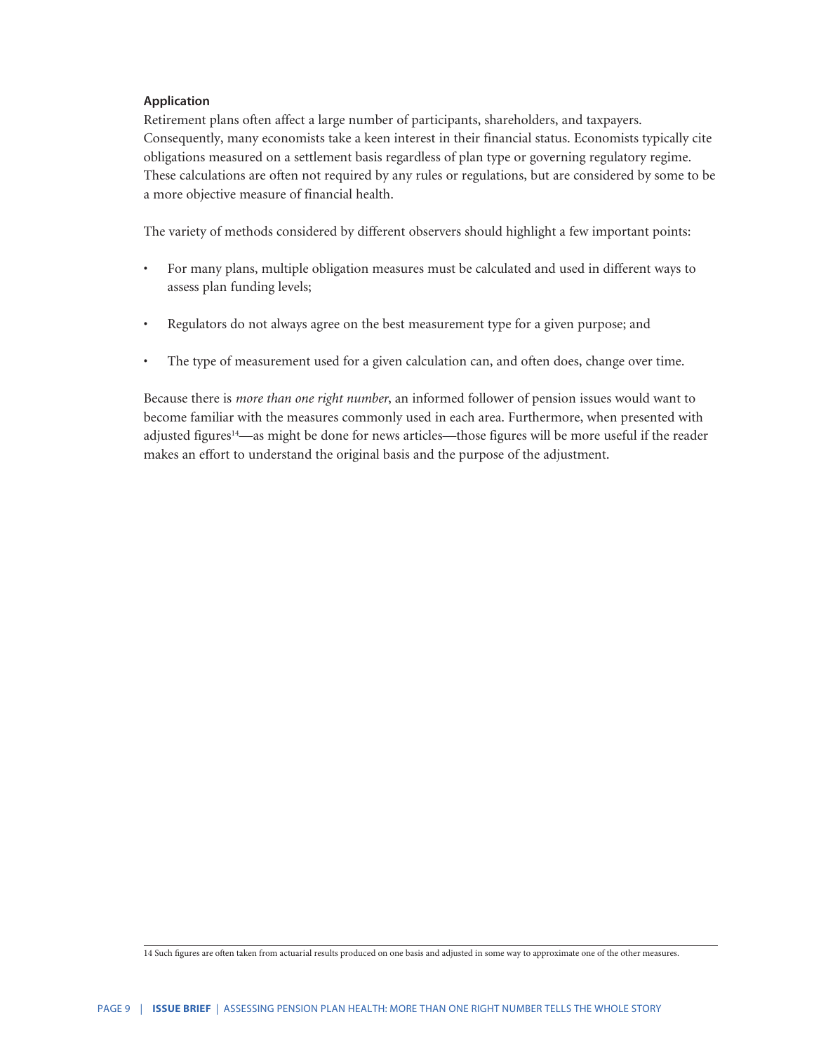**Application**

Retirement plans often affect a large number of participants, shareholders, and taxpayers. Consequently, many economists take a keen interest in their financial status. Economists typically cite obligations measured on a settlement basis regardless of plan type or governing regulatory regime. These calculations are often not required by any rules or regulations, but are considered by some to be a more objective measure of financial health.

The variety of methods considered by different observers should highlight a few important points:

- For many plans, multiple obligation measures must be calculated and used in different ways to assess plan funding levels;
- Regulators do not always agree on the best measurement type for a given purpose; and
- The type of measurement used for a given calculation can, and often does, change over time.

Because there is *more than one right number*, an informed follower of pension issues would want to become familiar with the measures commonly used in each area. Furthermore, when presented with adjusted figures[14]—as might be done for news articles—those figures will be more useful if the reader makes an effort to understand the original basis and the purpose of the adjustment.

14 Such figures are often taken from actuarial results produced on one basis and adjusted in some way to approximate one of the other measures.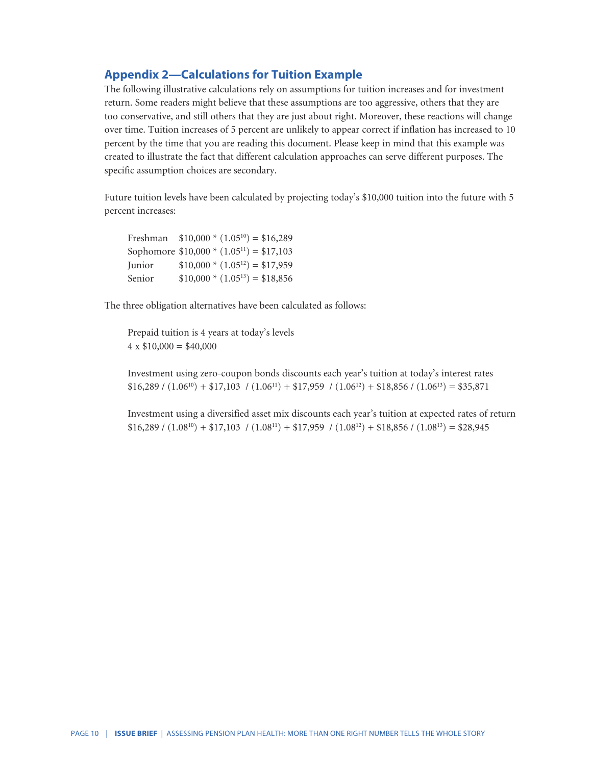## Appendix 2—Calculations for Tuition Example

The following illustrative calculations rely on assumptions for tuition increases and for investment return. Some readers might believe that these assumptions are too aggressive, others that they are too conservative, and still others that they are just about right. Moreover, these reactions will change over time. Tuition increases of 5 percent are unlikely to appear correct if inflation has increased to 10 percent by the time that you are reading this document. Please keep in mind that this example was created to illustrate the fact that different calculation approaches can serve different purposes. The specific assumption choices are secondary.

Future tuition levels have been calculated by projecting today's $10,000 tuition into the future with 5 percent increases:

Freshman $\$10{,}000 * (1.05^{10}) = \$16{,}289$
Sophomore $\$10{,}000 * (1.05^{11}) = \$17{,}103$
Junior $\$10{,}000 * (1.05^{12}) = \$17{,}959$
Senior $\$10{,}000 * (1.05^{13}) = \$18{,}856$

The three obligation alternatives have been calculated as follows:

Prepaid tuition is 4 years at today's levels
$4 \times \$10{,}000 = \$40{,}000$

Investment using zero-coupon bonds discounts each year's tuition at today's interest rates
$\$16{,}289 / (1.06^{10}) + \$17{,}103 / (1.06^{11}) + \$17{,}959 / (1.06^{12}) + \$18{,}856 / (1.06^{13}) = \$35{,}871$

Investment using a diversified asset mix discounts each year's tuition at expected rates of return
$\$16{,}289 / (1.08^{10}) + \$17{,}103 / (1.08^{11}) + \$17{,}959 / (1.08^{12}) + \$18{,}856 / (1.08^{13}) = \$28{,}945$